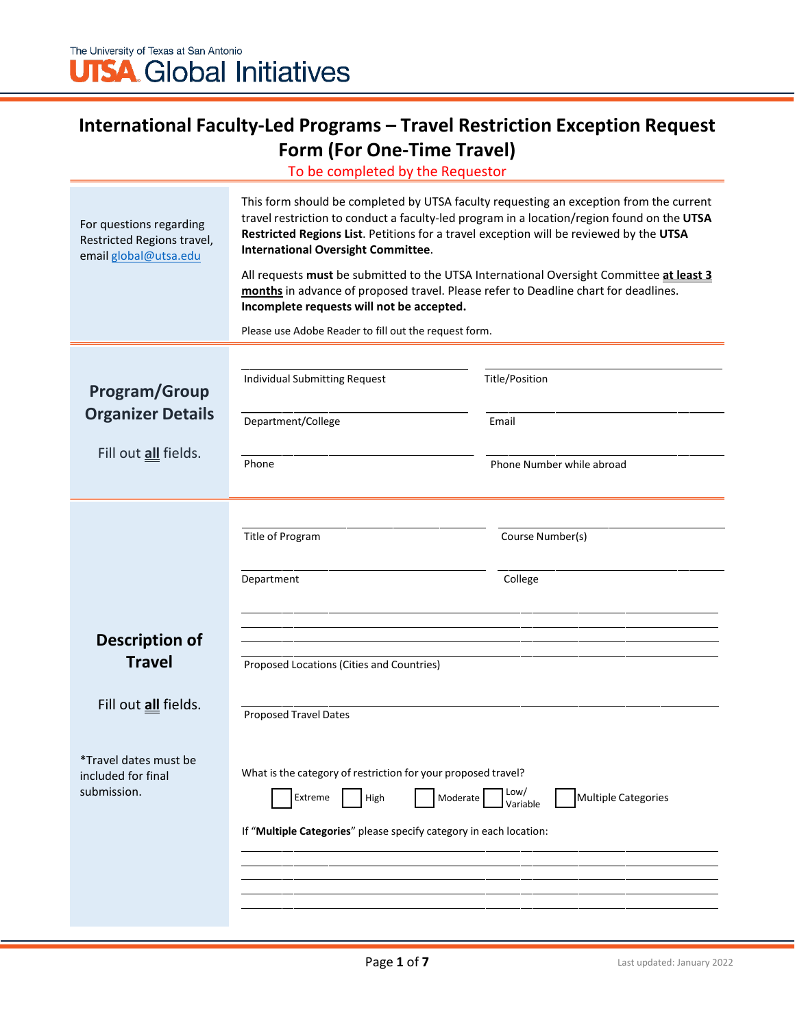The University of Texas at San Antonio
UTSA Global Initiatives

# International Faculty-Led Programs – Travel Restriction Exception Request Form (For One-Time Travel)

To be completed by the Requestor

For questions regarding Restricted Regions travel, email global@utsa.edu

This form should be completed by UTSA faculty requesting an exception from the current travel restriction to conduct a faculty-led program in a location/region found on the **UTSA Restricted Regions List**. Petitions for a travel exception will be reviewed by the **UTSA International Oversight Committee**.

All requests **must** be submitted to the UTSA International Oversight Committee **at least 3 months** in advance of proposed travel. Please refer to Deadline chart for deadlines. **Incomplete requests will not be accepted.**

Please use Adobe Reader to fill out the request form.

## Program/Group Organizer Details

Fill out **all** fields.

| | |
|---|---|
| Individual Submitting Request: ______________ | Title/Position: ______________ |
| Department/College: ______________ | Email: ______________ |
| Phone: ______________ | Phone Number while abroad: ______________ |

## Description of Travel

Fill out **all** fields.

*Travel dates must be included for final submission.

| | |
|---|---|
| Title of Program: ______________ | Course Number(s): ______________ |
| Department: ______________ | College: ______________ |

______________________________________________

______________________________________________

______________________________________________

______________________________________________

Proposed Locations (Cities and Countries)

______________________________________________

Proposed Travel Dates

What is the category of restriction for your proposed travel?

☐ Extreme ☐ High ☐ Moderate ☐ Low/ Variable ☐ Multiple Categories

If "**Multiple Categories**" please specify category in each location:

______________________________________________

______________________________________________

______________________________________________

______________________________________________

______________________________________________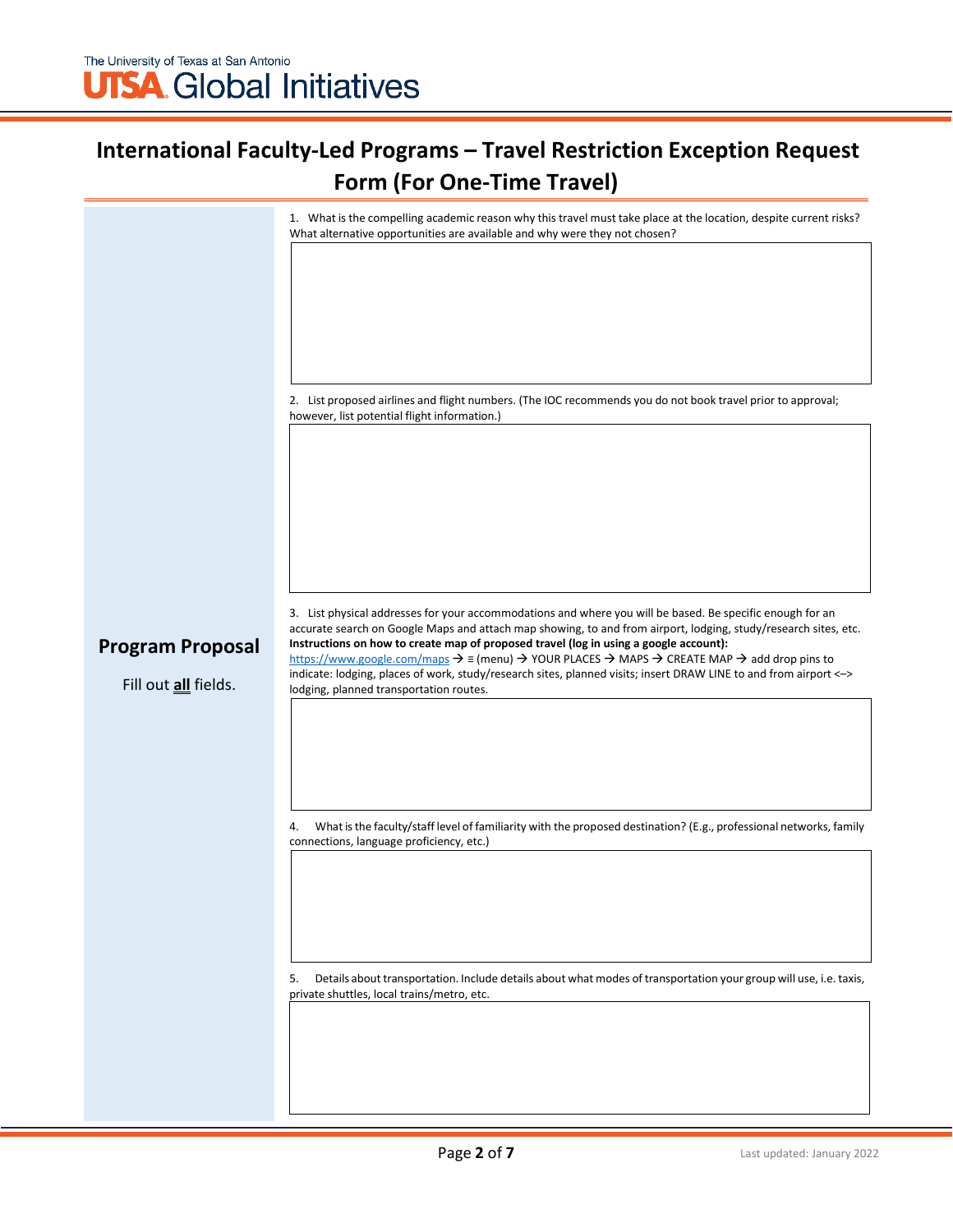The University of Texas at San Antonio
**UTSA Global Initiatives**

# International Faculty-Led Programs – Travel Restriction Exception Request Form (For One-Time Travel)

## Program Proposal

Fill out **all** fields.

1. What is the compelling academic reason why this travel must take place at the location, despite current risks? What alternative opportunities are available and why were they not chosen?

2. List proposed airlines and flight numbers. (The IOC recommends you do not book travel prior to approval; however, list potential flight information.)

3. List physical addresses for your accommodations and where you will be based. Be specific enough for an accurate search on Google Maps and attach map showing, to and from airport, lodging, study/research sites, etc.
**Instructions on how to create map of proposed travel (log in using a google account):**
https://www.google.com/maps → ≡ (menu) → YOUR PLACES → MAPS → CREATE MAP → add drop pins to indicate: lodging, places of work, study/research sites, planned visits; insert DRAW LINE to and from airport <–> lodging, planned transportation routes.

4. What is the faculty/staff level of familiarity with the proposed destination? (E.g., professional networks, family connections, language proficiency, etc.)

5. Details about transportation. Include details about what modes of transportation your group will use, i.e. taxis, private shuttles, local trains/metro, etc.

Last updated: January 2022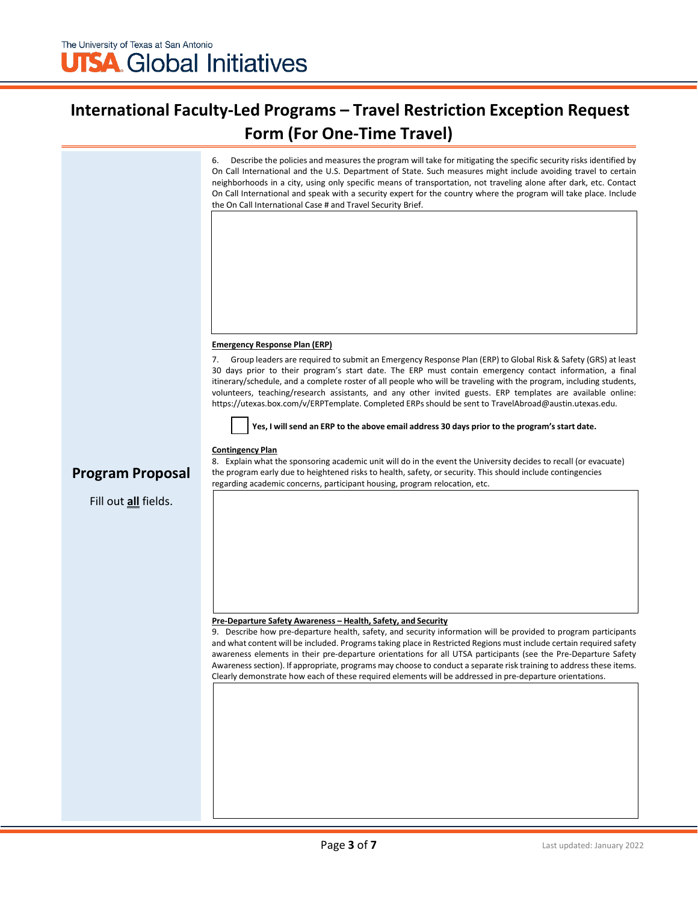# International Faculty-Led Programs – Travel Restriction Exception Request Form (For One-Time Travel)

## Program Proposal

Fill out **all** fields.

6. Describe the policies and measures the program will take for mitigating the specific security risks identified by On Call International and the U.S. Department of State. Such measures might include avoiding travel to certain neighborhoods in a city, using only specific means of transportation, not traveling alone after dark, etc. Contact On Call International and speak with a security expert for the country where the program will take place. Include the On Call International Case # and Travel Security Brief.

**Emergency Response Plan (ERP)**

7. Group leaders are required to submit an Emergency Response Plan (ERP) to Global Risk & Safety (GRS) at least 30 days prior to their program's start date. The ERP must contain emergency contact information, a final itinerary/schedule, and a complete roster of all people who will be traveling with the program, including students, volunteers, teaching/research assistants, and any other invited guests. ERP templates are available online: https://utexas.box.com/v/ERPTemplate. Completed ERPs should be sent to TravelAbroad@austin.utexas.edu.

☐ **Yes, I will send an ERP to the above email address 30 days prior to the program's start date.**

**Contingency Plan**

8. Explain what the sponsoring academic unit will do in the event the University decides to recall (or evacuate) the program early due to heightened risks to health, safety, or security. This should include contingencies regarding academic concerns, participant housing, program relocation, etc.

**Pre-Departure Safety Awareness – Health, Safety, and Security**

9. Describe how pre-departure health, safety, and security information will be provided to program participants and what content will be included. Programs taking place in Restricted Regions must include certain required safety awareness elements in their pre-departure orientations for all UTSA participants (see the Pre-Departure Safety Awareness section). If appropriate, programs may choose to conduct a separate risk training to address these items. Clearly demonstrate how each of these required elements will be addressed in pre-departure orientations.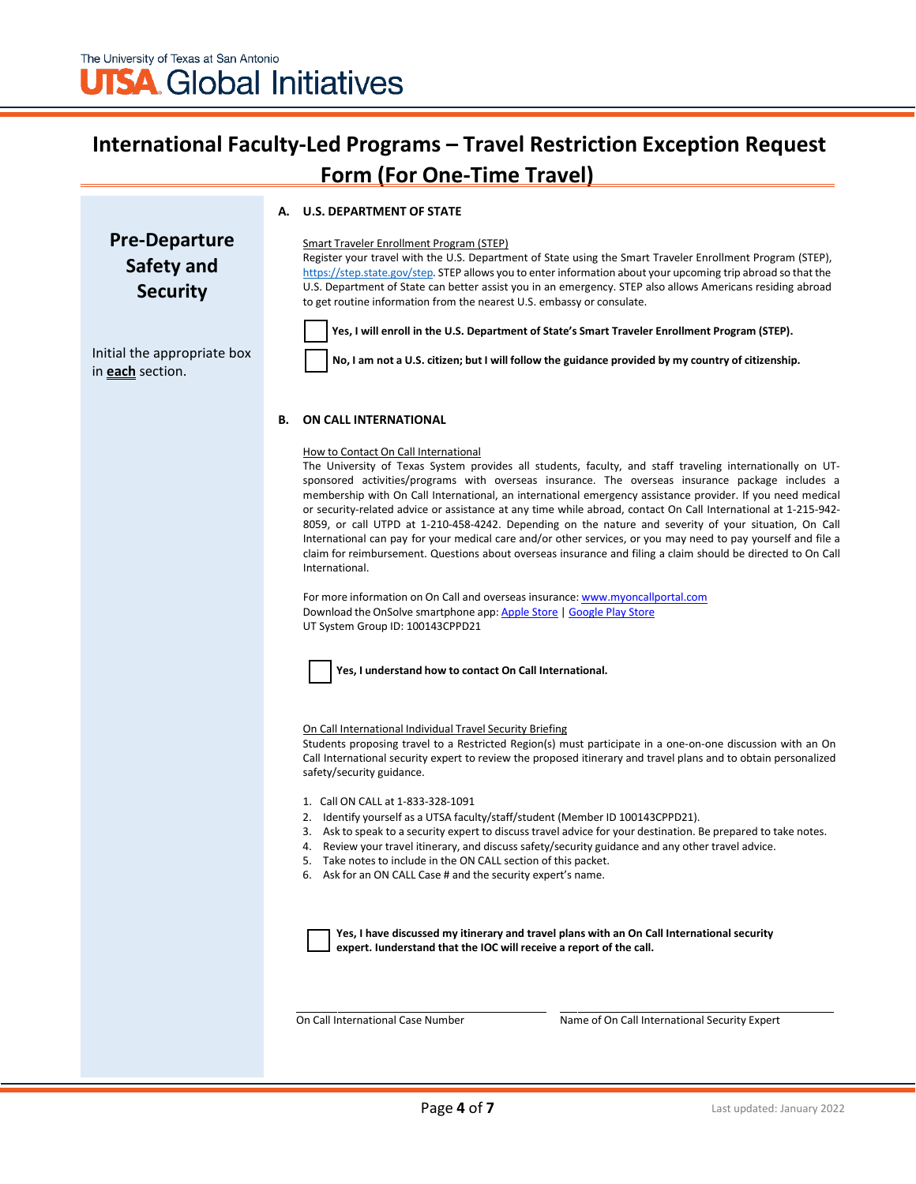# International Faculty-Led Programs – Travel Restriction Exception Request Form (For One-Time Travel)

## Pre-Departure Safety and Security

Initial the appropriate box in **each** section.

### A. U.S. DEPARTMENT OF STATE

Smart Traveler Enrollment Program (STEP)

Register your travel with the U.S. Department of State using the Smart Traveler Enrollment Program (STEP), https://step.state.gov/step. STEP allows you to enter information about your upcoming trip abroad so that the U.S. Department of State can better assist you in an emergency. STEP also allows Americans residing abroad to get routine information from the nearest U.S. embassy or consulate.

☐ **Yes, I will enroll in the U.S. Department of State's Smart Traveler Enrollment Program (STEP).**

☐ **No, I am not a U.S. citizen; but I will follow the guidance provided by my country of citizenship.**

### B. ON CALL INTERNATIONAL

How to Contact On Call International

The University of Texas System provides all students, faculty, and staff traveling internationally on UT-sponsored activities/programs with overseas insurance. The overseas insurance package includes a membership with On Call International, an international emergency assistance provider. If you need medical or security-related advice or assistance at any time while abroad, contact On Call International at 1-215-942-8059, or call UTPD at 1-210-458-4242. Depending on the nature and severity of your situation, On Call International can pay for your medical care and/or other services, or you may need to pay yourself and file a claim for reimbursement. Questions about overseas insurance and filing a claim should be directed to On Call International.

For more information on On Call and overseas insurance: www.myoncallportal.com
Download the OnSolve smartphone app: Apple Store | Google Play Store
UT System Group ID: 100143CPPD21

☐ **Yes, I understand how to contact On Call International.**

On Call International Individual Travel Security Briefing

Students proposing travel to a Restricted Region(s) must participate in a one-on-one discussion with an On Call International security expert to review the proposed itinerary and travel plans and to obtain personalized safety/security guidance.

1. Call ON CALL at 1-833-328-1091
2. Identify yourself as a UTSA faculty/staff/student (Member ID 100143CPPD21).
3. Ask to speak to a security expert to discuss travel advice for your destination. Be prepared to take notes.
4. Review your travel itinerary, and discuss safety/security guidance and any other travel advice.
5. Take notes to include in the ON CALL section of this packet.
6. Ask for an ON CALL Case # and the security expert's name.

☐ **Yes, I have discussed my itinerary and travel plans with an On Call International security expert. Iunderstand that the IOC will receive a report of the call.**

\_\_\_\_\_\_\_\_\_\_\_\_\_\_\_\_\_\_\_\_\_\_\_\_\_\_\_\_
On Call International Case Number

\_\_\_\_\_\_\_\_\_\_\_\_\_\_\_\_\_\_\_\_\_\_\_\_\_\_\_\_
Name of On Call International Security Expert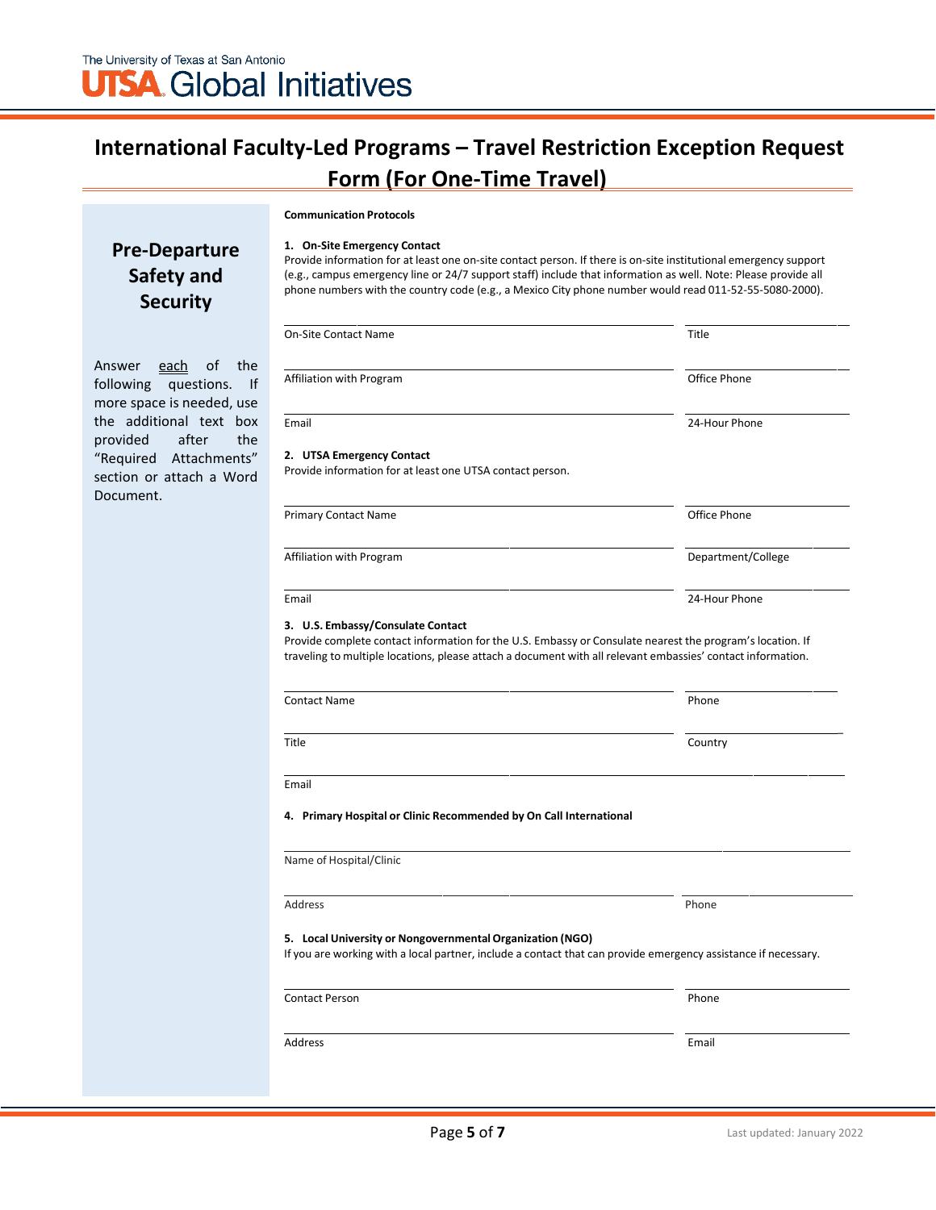# International Faculty-Led Programs – Travel Restriction Exception Request Form (For One-Time Travel)

## Pre-Departure Safety and Security

Answer each of the following questions. If more space is needed, use the additional text box provided after the "Required Attachments" section or attach a Word Document.

**Communication Protocols**

**1. On-Site Emergency Contact**

Provide information for at least one on-site contact person. If there is on-site institutional emergency support (e.g., campus emergency line or 24/7 support staff) include that information as well. Note: Please provide all phone numbers with the country code (e.g., a Mexico City phone number would read 011-52-55-5080-2000).

On-Site Contact Name ______________________ Title ______________________

Affiliation with Program ______________________ Office Phone ______________________

Email ______________________ 24-Hour Phone ______________________

**2. UTSA Emergency Contact**

Provide information for at least one UTSA contact person.

Primary Contact Name ______________________ Office Phone ______________________

Affiliation with Program ______________________ Department/College ______________________

Email ______________________ 24-Hour Phone ______________________

**3. U.S. Embassy/Consulate Contact**

Provide complete contact information for the U.S. Embassy or Consulate nearest the program's location. If traveling to multiple locations, please attach a document with all relevant embassies' contact information.

Contact Name ______________________ Phone ______________________

Title ______________________ Country ______________________

Email ______________________

**4. Primary Hospital or Clinic Recommended by On Call International**

Name of Hospital/Clinic ______________________

Address ______________________ Phone ______________________

**5. Local University or Nongovernmental Organization (NGO)**

If you are working with a local partner, include a contact that can provide emergency assistance if necessary.

Contact Person ______________________ Phone ______________________

Address ______________________ Email ______________________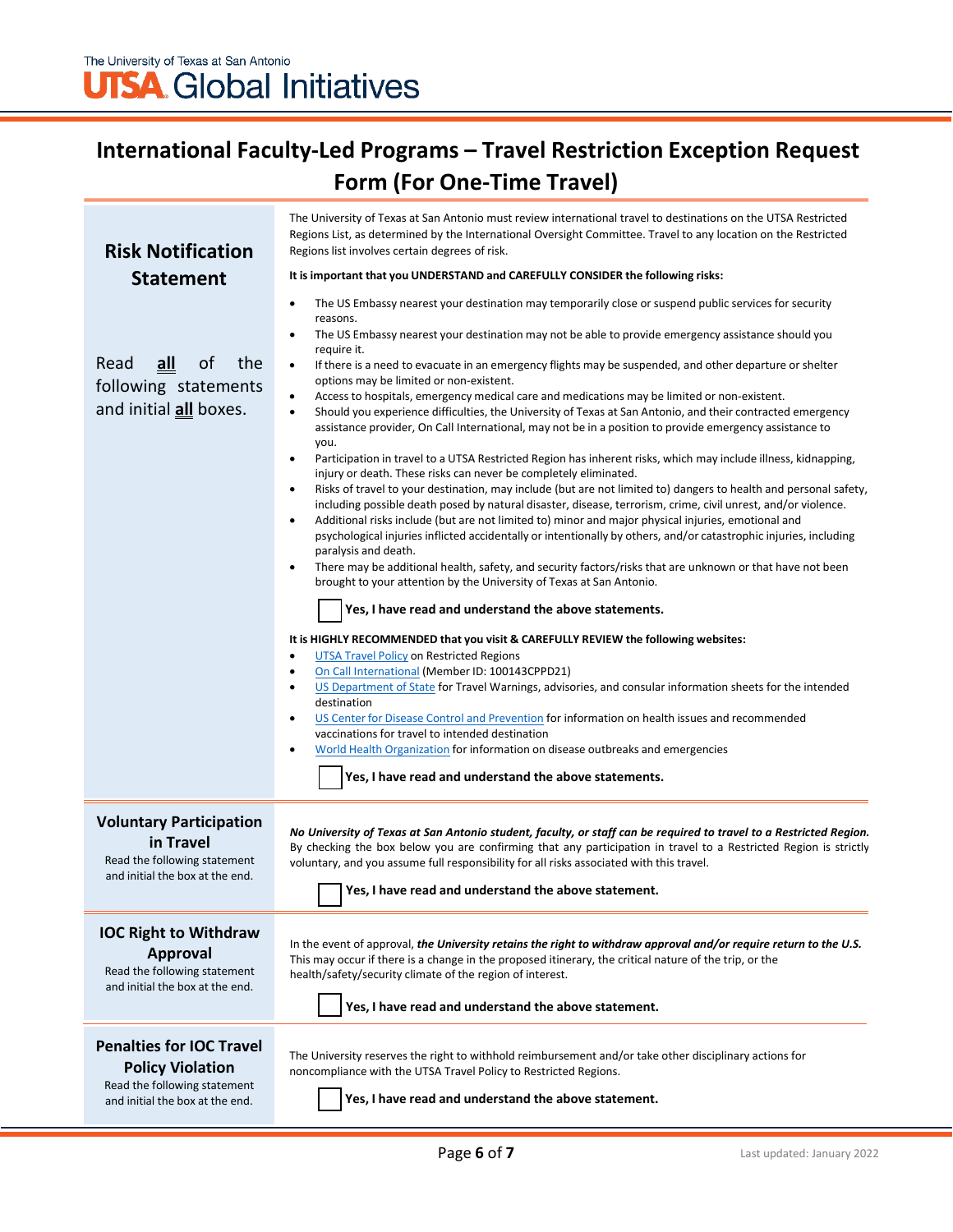The University of Texas at San Antonio
**UTSA Global Initiatives**

# International Faculty-Led Programs – Travel Restriction Exception Request Form (For One-Time Travel)

## Risk Notification Statement

Read **all** of the following statements and initial **all** boxes.

The University of Texas at San Antonio must review international travel to destinations on the UTSA Restricted Regions List, as determined by the International Oversight Committee. Travel to any location on the Restricted Regions list involves certain degrees of risk.

**It is important that you UNDERSTAND and CAREFULLY CONSIDER the following risks:**

- The US Embassy nearest your destination may temporarily close or suspend public services for security reasons.
- The US Embassy nearest your destination may not be able to provide emergency assistance should you require it.
- If there is a need to evacuate in an emergency flights may be suspended, and other departure or shelter options may be limited or non-existent.
- Access to hospitals, emergency medical care and medications may be limited or non-existent.
- Should you experience difficulties, the University of Texas at San Antonio, and their contracted emergency assistance provider, On Call International, may not be in a position to provide emergency assistance to you.
- Participation in travel to a UTSA Restricted Region has inherent risks, which may include illness, kidnapping, injury or death. These risks can never be completely eliminated.
- Risks of travel to your destination, may include (but are not limited to) dangers to health and personal safety, including possible death posed by natural disaster, disease, terrorism, crime, civil unrest, and/or violence.
- Additional risks include (but are not limited to) minor and major physical injuries, emotional and psychological injuries inflicted accidentally or intentionally by others, and/or catastrophic injuries, including paralysis and death.
- There may be additional health, safety, and security factors/risks that are unknown or that have not been brought to your attention by the University of Texas at San Antonio.

☐ **Yes, I have read and understand the above statements.**

**It is HIGHLY RECOMMENDED that you visit & CAREFULLY REVIEW the following websites:**

- UTSA Travel Policy on Restricted Regions
- On Call International (Member ID: 100143CPPD21)
- US Department of State for Travel Warnings, advisories, and consular information sheets for the intended destination
- US Center for Disease Control and Prevention for information on health issues and recommended vaccinations for travel to intended destination
- World Health Organization for information on disease outbreaks and emergencies

☐ **Yes, I have read and understand the above statements.**

## Voluntary Participation in Travel

Read the following statement and initial the box at the end.

***No University of Texas at San Antonio student, faculty, or staff can be required to travel to a Restricted Region.*** By checking the box below you are confirming that any participation in travel to a Restricted Region is strictly voluntary, and you assume full responsibility for all risks associated with this travel.

☐ **Yes, I have read and understand the above statement.**

## IOC Right to Withdraw Approval

Read the following statement and initial the box at the end.

In the event of approval, ***the University retains the right to withdraw approval and/or require return to the U.S.*** This may occur if there is a change in the proposed itinerary, the critical nature of the trip, or the health/safety/security climate of the region of interest.

☐ **Yes, I have read and understand the above statement.**

## Penalties for IOC Travel Policy Violation

Read the following statement and initial the box at the end.

The University reserves the right to withhold reimbursement and/or take other disciplinary actions for noncompliance with the UTSA Travel Policy to Restricted Regions.

☐ **Yes, I have read and understand the above statement.**

Last updated: January 2022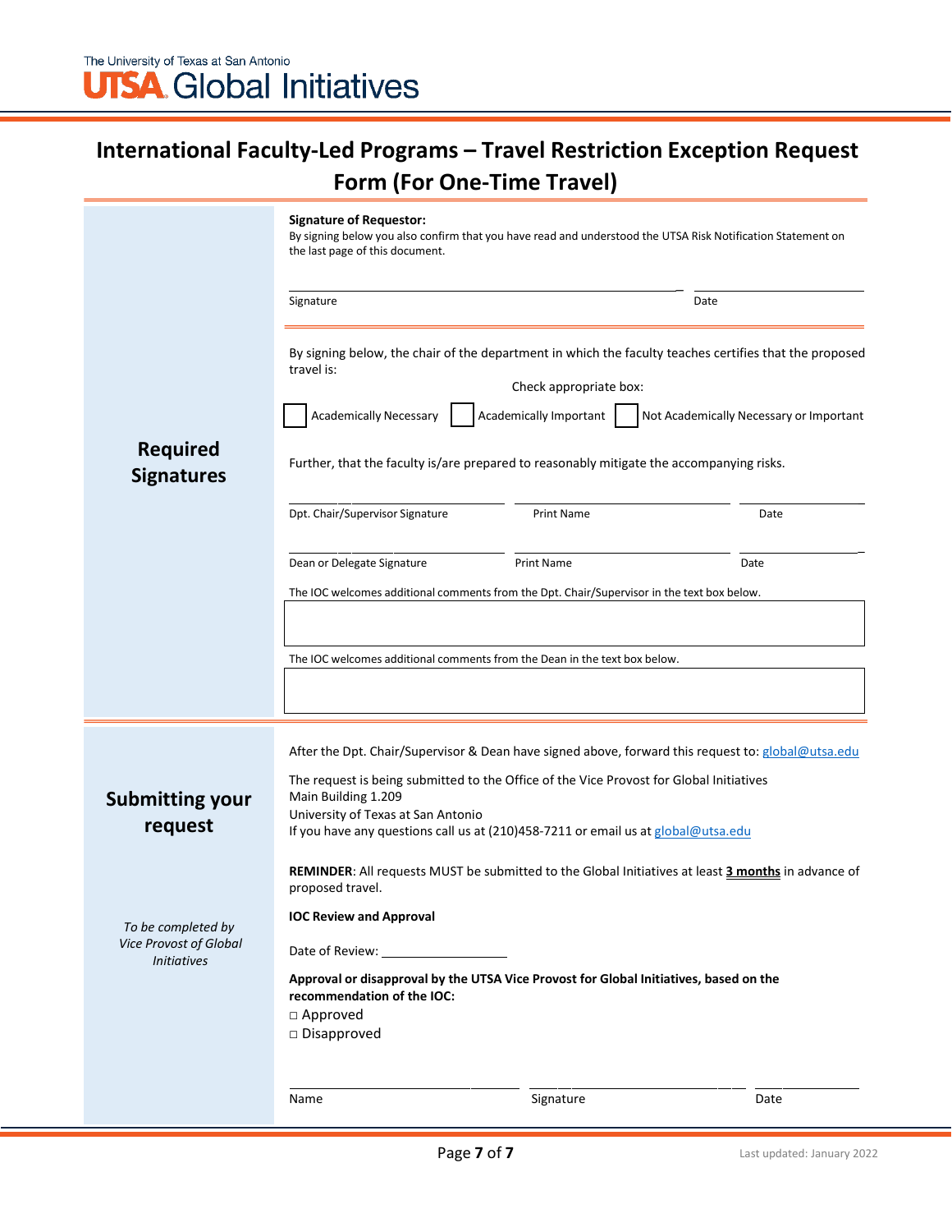The University of Texas at San Antonio
UTSA Global Initiatives

# International Faculty-Led Programs – Travel Restriction Exception Request Form (For One-Time Travel)

## Required Signatures

**Signature of Requestor:**
By signing below you also confirm that you have read and understood the UTSA Risk Notification Statement on the last page of this document.

______________________________ ______________
Signature Date

By signing below, the chair of the department in which the faculty teaches certifies that the proposed travel is:

Check appropriate box:

☐ Academically Necessary ☐ Academically Important ☐ Not Academically Necessary or Important

Further, that the faculty is/are prepared to reasonably mitigate the accompanying risks.

______________________________ ______________________________ ______________
Dpt. Chair/Supervisor Signature Print Name Date

______________________________ ______________________________ ______________
Dean or Delegate Signature Print Name Date

The IOC welcomes additional comments from the Dpt. Chair/Supervisor in the text box below.

| |
|---|
| |

The IOC welcomes additional comments from the Dean in the text box below.

| |
|---|
| |

## Submitting your request

After the Dpt. Chair/Supervisor & Dean have signed above, forward this request to: global@utsa.edu

The request is being submitted to the Office of the Vice Provost for Global Initiatives
Main Building 1.209
University of Texas at San Antonio
If you have any questions call us at (210)458-7211 or email us at global@utsa.edu

**REMINDER**: All requests MUST be submitted to the Global Initiatives at least **3 months** in advance of proposed travel.

*To be completed by Vice Provost of Global Initiatives*

**IOC Review and Approval**

Date of Review: ______________

**Approval or disapproval by the UTSA Vice Provost for Global Initiatives, based on the recommendation of the IOC:**

□ Approved
□ Disapproved

______________________________ ______________________________ ______________
Name Signature Date

Last updated: January 2022